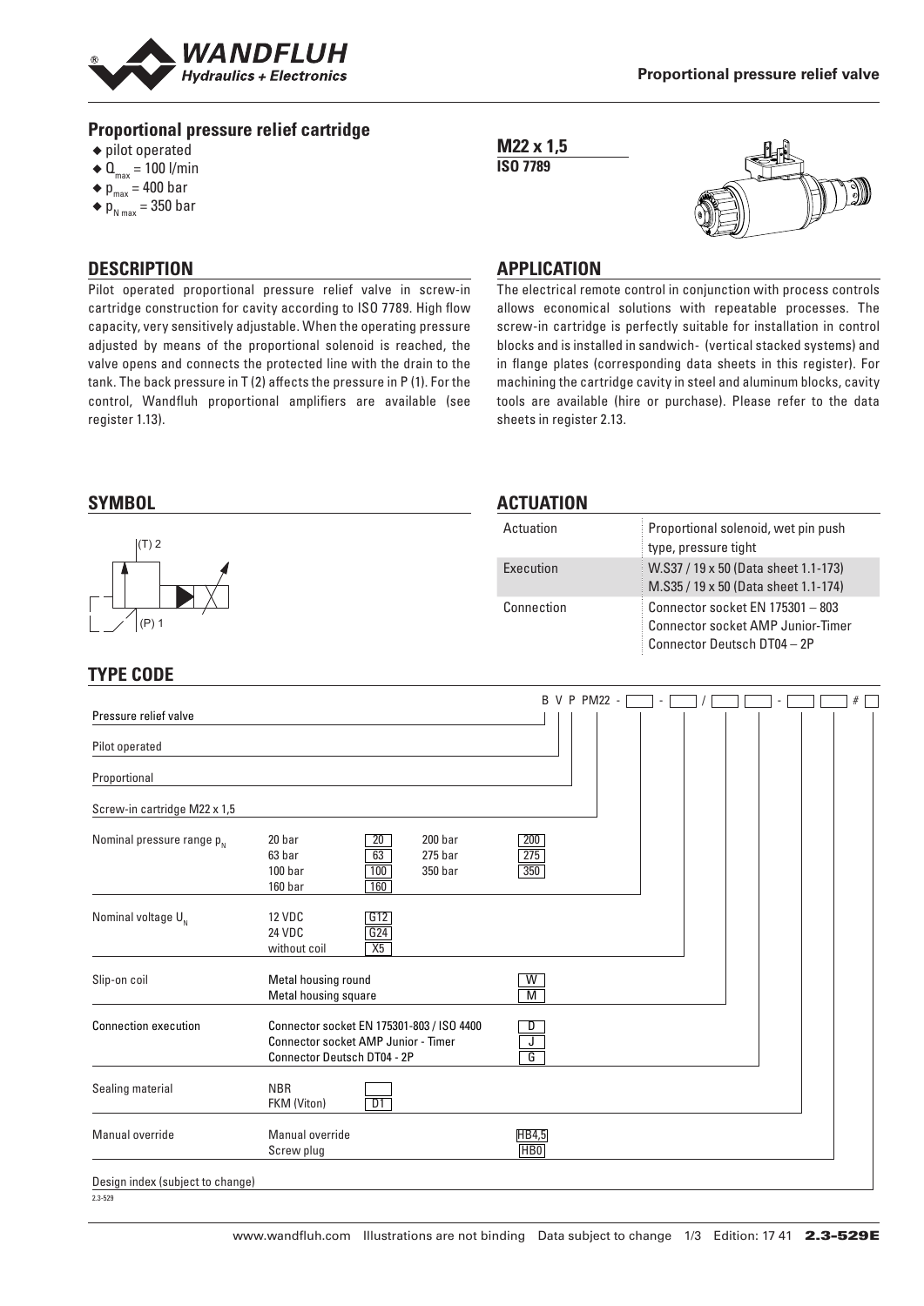# Proportional pressure relief valve

## Proportional pressure relief cartridge

- pilot operated
- $Q_{max}$ = 100 l/min
- $p_{max}$ = 400 bar
- $p_{N\,max}$ = 350 bar

**M22 x 1,5**
**ISO 7789**

## DESCRIPTION

Pilot operated proportional pressure relief valve in screw-in cartridge construction for cavity according to ISO 7789. High flow capacity, very sensitively adjustable. When the operating pressure adjusted by means of the proportional solenoid is reached, the valve opens and connects the protected line with the drain to the tank. The back pressure in T (2) affects the pressure in P (1). For the control, Wandfluh proportional amplifiers are available (see register 1.13).

## APPLICATION

The electrical remote control in conjunction with process controls allows economical solutions with repeatable processes. The screw-in cartridge is perfectly suitable for installation in control blocks and is installed in sandwich- (vertical stacked systems) and in flange plates (corresponding data sheets in this register). For machining the cartridge cavity in steel and aluminum blocks, cavity tools are available (hire or purchase). Please refer to the data sheets in register 2.13.

## SYMBOL

(T) 2
(P) 1

## ACTUATION

| | |
|---|---|
| Actuation | Proportional solenoid, wet pin push type, pressure tight |
| Execution | W.S37 / 19 x 50 (Data sheet 1.1-173)<br>M.S35 / 19 x 50 (Data sheet 1.1-174) |
| Connection | Connector socket EN 175301 – 803<br>Connector socket AMP Junior-Timer<br>Connector Deutsch DT04 – 2P |

## TYPE CODE

B V P PM22 - [ ] - [ ] / [ ] [ ] - [ ] [ ] # [ ]

| | | |
|---|---|---|
| Pressure relief valve | | B |
| Pilot operated | | V |
| Proportional | | P |
| Screw-in cartridge M22 x 1,5 | | PM22 |
| Nominal pressure range $p_N$ | 20 bar | 20 |
| | 63 bar | 63 |
| | 100 bar | 100 |
| | 160 bar | 160 |
| | 200 bar | 200 |
| | 275 bar | 275 |
| | 350 bar | 350 |
| Nominal voltage $U_N$ | 12 VDC | G12 |
| | 24 VDC | G24 |
| | without coil | X5 |
| Slip-on coil | Metal housing round | W |
| | Metal housing square | M |
| Connection execution | Connector socket EN 175301-803 / ISO 4400 | D |
| | Connector socket AMP Junior - Timer | J |
| | Connector Deutsch DT04 - 2P | G |
| Sealing material | NBR | |
| | FKM (Viton) | D1 |
| Manual override | Manual override | HB4,5 |
| | Screw plug | HB0 |
| Design index (subject to change) | | |

2.3-529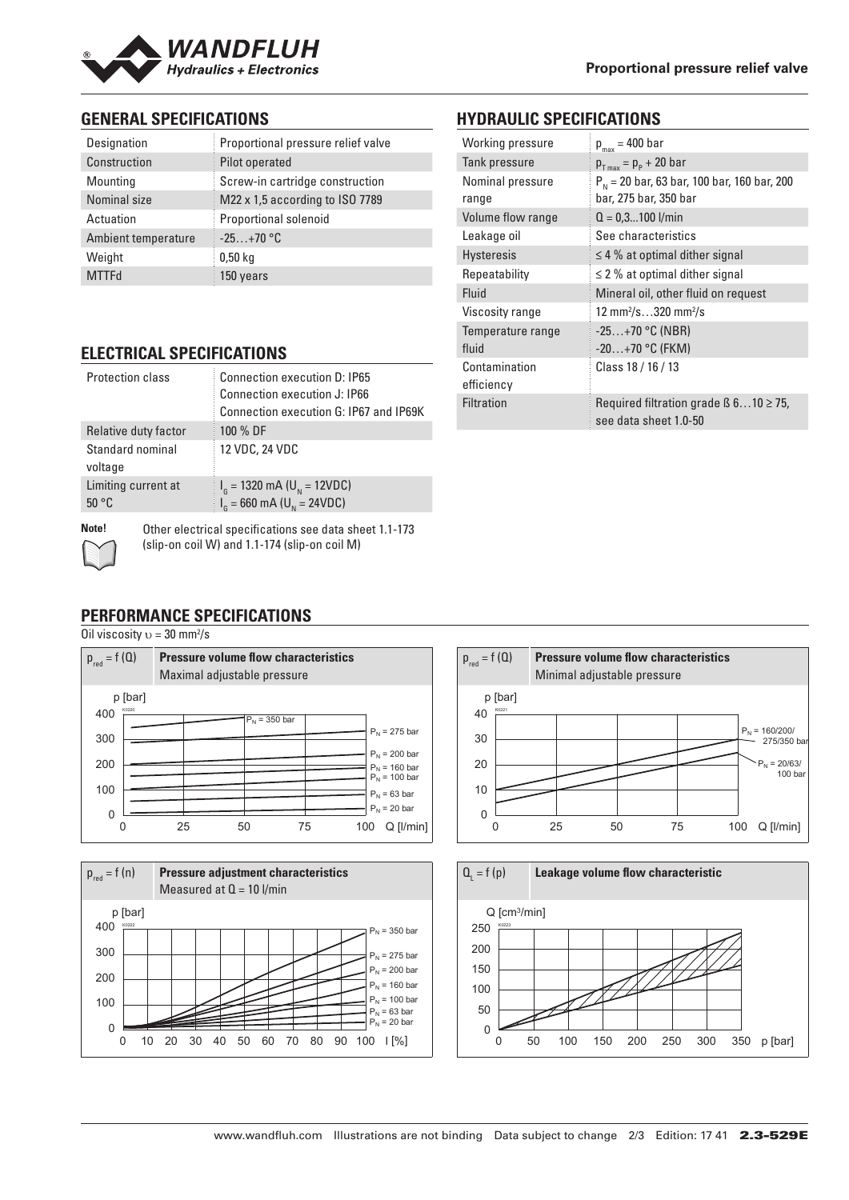## GENERAL SPECIFICATIONS

| | |
|---|---|
| Designation | Proportional pressure relief valve |
| Construction | Pilot operated |
| Mounting | Screw-in cartridge construction |
| Nominal size | M22 x 1,5 according to ISO 7789 |
| Actuation | Proportional solenoid |
| Ambient temperature | -25…+70 °C |
| Weight | 0,50 kg |
| MTTFd | 150 years |

## ELECTRICAL SPECIFICATIONS

| | |
|---|---|
| Protection class | Connection execution D: IP65<br>Connection execution J: IP66<br>Connection execution G: IP67 and IP69K |
| Relative duty factor | 100 % DF |
| Standard nominal voltage | 12 VDC, 24 VDC |
| Limiting current at 50 °C | $I_G$ = 1320 mA ($U_N$ = 12VDC)<br>$I_G$ = 660 mA ($U_N$ = 24VDC) |

**Note!** Other electrical specifications see data sheet 1.1-173 (slip-on coil W) and 1.1-174 (slip-on coil M)

## HYDRAULIC SPECIFICATIONS

| | |
|---|---|
| Working pressure | $p_{max}$ = 400 bar |
| Tank pressure | $p_{T\,max}$ = $p_P$ + 20 bar |
| Nominal pressure range | $P_N$ = 20 bar, 63 bar, 100 bar, 160 bar, 200 bar, 275 bar, 350 bar |
| Volume flow range | Q = 0,3...100 l/min |
| Leakage oil | See characteristics |
| Hysteresis | ≤ 4 % at optimal dither signal |
| Repeatability | ≤ 2 % at optimal dither signal |
| Fluid | Mineral oil, other fluid on request |
| Viscosity range | 12 mm²/s…320 mm²/s |
| Temperature range fluid | -25…+70 °C (NBR)<br>-20…+70 °C (FKM) |
| Contamination efficiency | Class 18 / 16 / 13 |
| Filtration | Required filtration grade ß 6…10 ≥ 75, see data sheet 1.0-50 |

## PERFORMANCE SPECIFICATIONS

Oil viscosity $\upsilon$ = 30 mm²/s

$p_{red} = f(Q)$ **Pressure volume flow characteristics**
Maximal adjustable pressure

$p_{red} = f(Q)$ **Pressure volume flow characteristics**
Minimal adjustable pressure

$p_{red} = f(n)$ **Pressure adjustment characteristics**
Measured at Q = 10 l/min

$Q_L = f(p)$ **Leakage volume flow characteristic**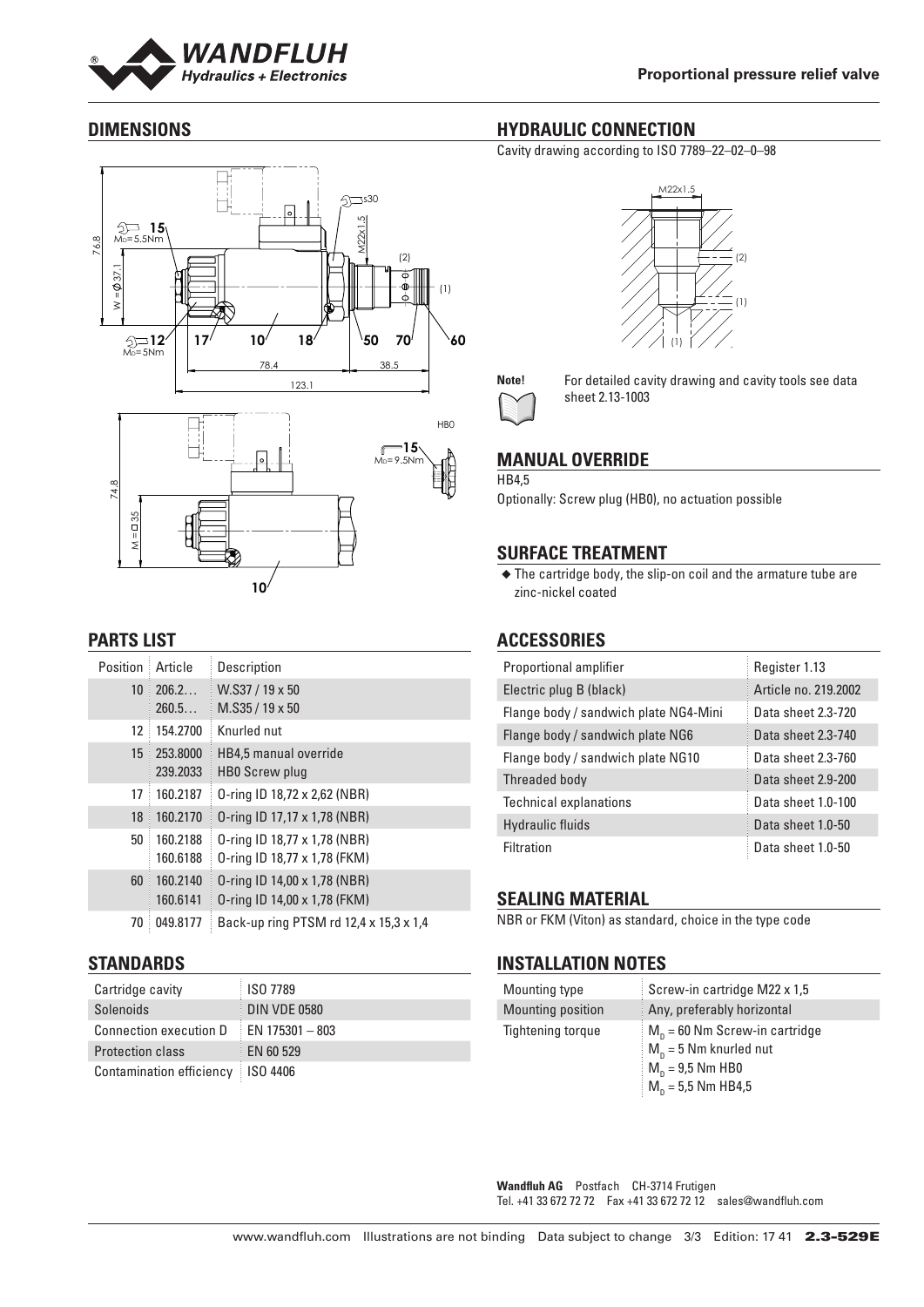## DIMENSIONS

15
$M_D$=5.5Nm
s30
M22x1.5
76.8
W = Ø37.1
(2)
(1)
12
$M_D$=5Nm
17
10
18
50
70
60
78.4
38.5
123.1

74.8
M = □35
HB0
15
$M_D$=9.5Nm
10

## PARTS LIST

| Position | Article | Description |
|---|---|---|
| 10 | 206.2…<br>260.5… | W.S37 / 19 x 50<br>M.S35 / 19 x 50 |
| 12 | 154.2700 | Knurled nut |
| 15 | 253.8000<br>239.2033 | HB4,5 manual override<br>HB0 Screw plug |
| 17 | 160.2187 | O-ring ID 18,72 x 2,62 (NBR) |
| 18 | 160.2170 | O-ring ID 17,17 x 1,78 (NBR) |
| 50 | 160.2188<br>160.6188 | O-ring ID 18,77 x 1,78 (NBR)<br>O-ring ID 18,77 x 1,78 (FKM) |
| 60 | 160.2140<br>160.6141 | O-ring ID 14,00 x 1,78 (NBR)<br>O-ring ID 14,00 x 1,78 (FKM) |
| 70 | 049.8177 | Back-up ring PTSM rd 12,4 x 15,3 x 1,4 |

## STANDARDS

| | |
|---|---|
| Cartridge cavity | ISO 7789 |
| Solenoids | DIN VDE 0580 |
| Connection execution D | EN 175301 – 803 |
| Protection class | EN 60 529 |
| Contamination efficiency | ISO 4406 |

## HYDRAULIC CONNECTION

Cavity drawing according to ISO 7789–22–02–0–98

M22x1.5
(2)
(1)
(1)

**Note!** For detailed cavity drawing and cavity tools see data sheet 2.13-1003

## MANUAL OVERRIDE

HB4,5

Optionally: Screw plug (HB0), no actuation possible

## SURFACE TREATMENT

- The cartridge body, the slip-on coil and the armature tube are zinc-nickel coated

## ACCESSORIES

| | |
|---|---|
| Proportional amplifier | Register 1.13 |
| Electric plug B (black) | Article no. 219.2002 |
| Flange body / sandwich plate NG4-Mini | Data sheet 2.3-720 |
| Flange body / sandwich plate NG6 | Data sheet 2.3-740 |
| Flange body / sandwich plate NG10 | Data sheet 2.3-760 |
| Threaded body | Data sheet 2.9-200 |
| Technical explanations | Data sheet 1.0-100 |
| Hydraulic fluids | Data sheet 1.0-50 |
| Filtration | Data sheet 1.0-50 |

## SEALING MATERIAL

NBR or FKM (Viton) as standard, choice in the type code

## INSTALLATION NOTES

| | |
|---|---|
| Mounting type | Screw-in cartridge M22 x 1,5 |
| Mounting position | Any, preferably horizontal |
| Tightening torque | $M_D$ = 60 Nm Screw-in cartridge<br>$M_D$ = 5 Nm knurled nut<br>$M_D$ = 9,5 Nm HB0<br>$M_D$ = 5,5 Nm HB4,5 |

**Wandfluh AG** Postfach CH-3714 Frutigen
Tel. +41 33 672 72 72 Fax +41 33 672 72 12 sales@wandfluh.com